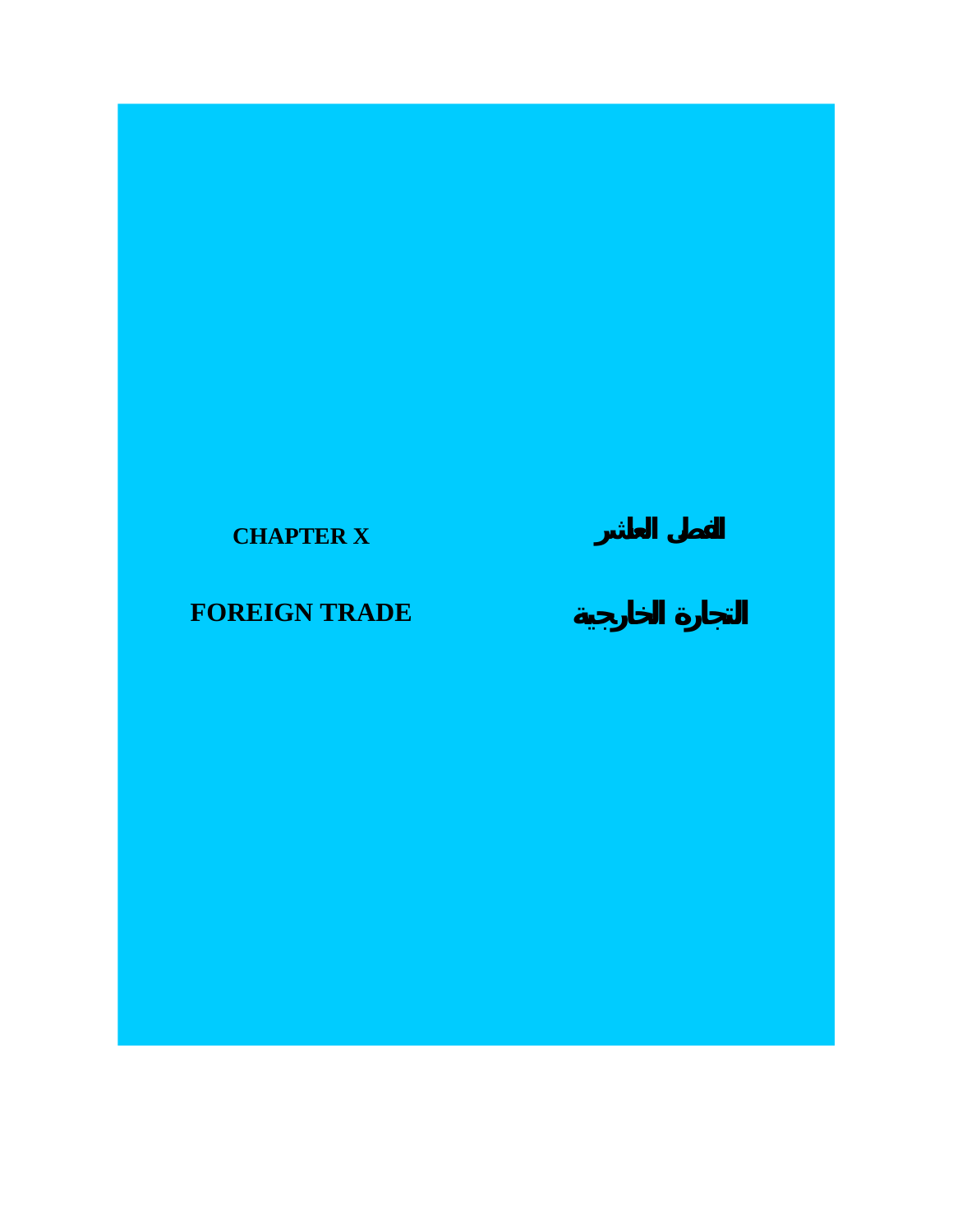# CHAPTER X

# الفصل العاشر

# FOREIGN TRADE

# التجارة الخارجية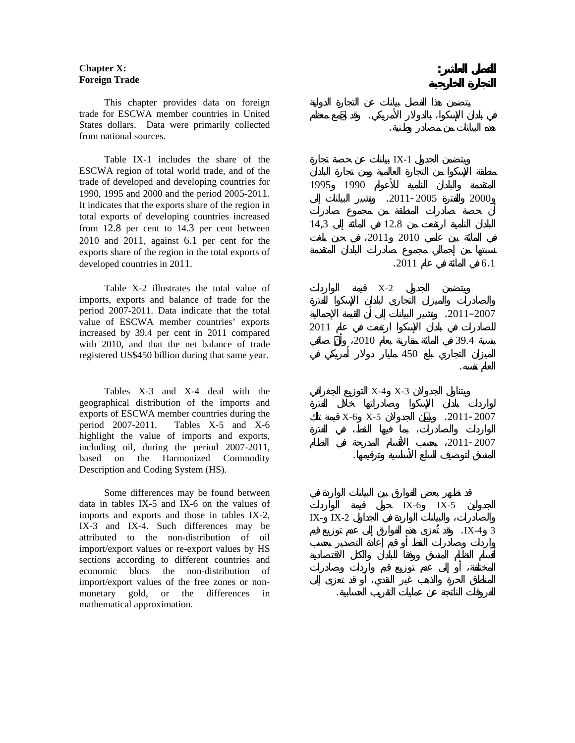**Chapter X:**
**Foreign Trade**

This chapter provides data on foreign trade for ESCWA member countries in United States dollars. Data were primarily collected from national sources.

Table IX-1 includes the share of the ESCWA region of total world trade, and of the trade of developed and developing countries for 1990, 1995 and 2000 and the period 2005-2011. It indicates that the exports share of the region in total exports of developing countries increased from 12.8 per cent to 14.3 per cent between 2010 and 2011, against 6.1 per cent for the exports share of the region in the total exports of developed countries in 2011.

Table X-2 illustrates the total value of imports, exports and balance of trade for the period 2007-2011. Data indicate that the total value of ESCWA member countries' exports increased by 39.4 per cent in 2011 compared with 2010, and that the net balance of trade registered US$450 billion during that same year.

Tables X-3 and X-4 deal with the geographical distribution of the imports and exports of ESCWA member countries during the period 2007-2011. Tables X-5 and X-6 highlight the value of imports and exports, including oil, during the period 2007-2011, based on the Harmonized Commodity Description and Coding System (HS).

Some differences may be found between data in tables IX-5 and IX-6 on the values of imports and exports and those in tables IX-2, IX-3 and IX-4. Such differences may be attributed to the non-distribution of oil import/export values or re-export values by HS sections according to different countries and economic blocs the non-distribution of import/export values of the free zones or non-monetary gold, or the differences in mathematical approximation.

**الفصل العاشر:**
**التجارة الخارجية**

يتضمن هذا الفصل بيانات عن التجارة الدولية في بلدان الإسكوا، بالدولار الأمريكي. وقد جُمع معظم هذه البيانات من مصادر وطنية.

ويتضمن الجدول IX-1 بيانات عن حصة تجارة منطقة الإسكوا من التجارة العالمية ومن تجارة البلدان المتقدمة والبلدان النامية للأعوام 1990 و1995 و2000 والفترة 2005-2011. وتشير البيانات إلى أن حصة صادرات المنطقة من مجموع صادرات البلدان النامية ارتفعت من 12.8 في المائة إلى 14,3 في المائة بين عامي 2010 و2011، في حين بلغت نسبتها من إجمالي مجموع صادرات البلدان المتقدمة 6.1 في المائة في عام 2011.

ويتضمن الجدول X-2 قيمة الواردات والصادرات والميزان التجاري لبلدان الإسكوا للفترة 2007–2011. وتشير البيانات إلى أن القيمة الإجمالية للصادرات في بلدان الإسكوا ارتفعت في عام 2011 بنسبة 39.4 في المائة مقارنة بعام 2010، وأن صافي الميزان التجاري بلغ 450 مليار دولار أمريكي في العام نفسه.

ويتناول الجدولان X-3 وX-4 التوزيع الجغرافي لواردات بلدان الإسكوا وصادراتها خلال الفترة 2007-2011. ويبيّن الجدولان X-5 وX-6 قيمة تلك الواردات والصادرات، بما فيها النفط، في الفترة 2007-2011، بحسب الأقسام المدرجة في النظام المنسق لتوصيف السلع الأساسية وترقيمها.

قد تظهر بعض الفوارق بين البيانات الواردة في الجدولين IX-5 وIX-6 حول قيمة الواردات والصادرات، والبيانات الواردة في الجداول IX-2 وIX-3 وIX-4. وقد تُعزى هذه الفوارق إلى عدم توزيع قيم واردات وصادرات النفط أو قيم إعادة التصدير بحسب أقسام النظام المنسق ووفقاً للبلدان والكتل الاقتصادية المختلفة، أو إلى عدم توزيع قيم واردات وصادرات المناطق الحرة والذهب غير النقدي، أو قد تعزى إلى الفروقات الناتجة عن عمليات التقريب الحسابية.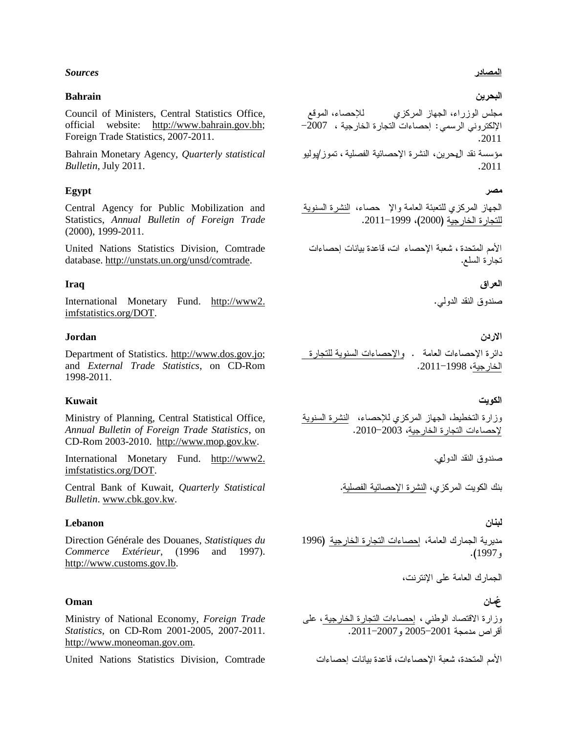***Sources*** **المصادر**

### Bahrain

**البحرين**

Council of Ministers, Central Statistics Office, official website: http://www.bahrain.gov.bh; Foreign Trade Statistics, 2007-2011.

مجلس الوزراء، الجهاز المركزي للإحصاء، الموقع الإلكتروني الرسمي: إحصاءات التجارة الخارجية ، 2007–2011.

Bahrain Monetary Agency, *Quarterly statistical Bulletin*, July 2011.

مؤسسة نقد البحرين، النشرة الإحصائية الفصلية ، تموز/يوليو 2011.

### Egypt

**مصر**

Central Agency for Public Mobilization and Statistics, *Annual Bulletin of Foreign Trade* (2000), 1999-2011.

الجهاز المركزي للتعبئة العامة والإ حصاء، النشرة السنوية للتجارة الخارجية (2000)، 1999–2011.

United Nations Statistics Division, Comtrade database. http://unstats.un.org/unsd/comtrade.

الأمم المتحدة ، شعبة الإحصاء ات، قاعدة بيانات إحصاءات تجارة السلع.

### Iraq

**العراق**

International Monetary Fund. http://www2.imfstatistics.org/DOT.

صندوق النقد الدولي.

### Jordan

**الاردن**

Department of Statistics. http://www.dos.gov.jo; and *External Trade Statistics*, on CD-Rom 1998-2011.

دائرة الإحصاءات العامة . والإحصاءات السنوية للتجارة الخارجية، 1998–2011.

### Kuwait

**الكويت**

Ministry of Planning, Central Statistical Office, *Annual Bulletin of Foreign Trade Statistics*, on CD-Rom 2003-2010. http://www.mop.gov.kw.

وزارة التخطيط، الجهاز المركزي للإحصاء، النشرة السنوية لإحصاءات التجارة الخارجية، 2003–2010.

International Monetary Fund. http://www2.imfstatistics.org/DOT.

صندوق النقد الدولي.

Central Bank of Kuwait, *Quarterly Statistical Bulletin*. www.cbk.gov.kw.

بنك الكويت المركزي، النشرة الإحصائية الفصلية.

### Lebanon

**لبنان**

Direction Générale des Douanes, *Statistiques du Commerce Extérieur*, (1996 and 1997). http://www.customs.gov.lb.

مديرية الجمارك العامة، إحصاءات التجارة الخارجية (1996 و1997).

الجمارك العامة على الإنترنت،

### Oman

**عُمان**

Ministry of National Economy, *Foreign Trade Statistics*, on CD-Rom 2001-2005, 2007-2011. http://www.moneoman.gov.om.

وزارة الاقتصاد الوطني ، إحصاءات التجارة الخارجية، على أقراص مدمجة 2001–2005 و2007–2011.

United Nations Statistics Division, Comtrade

الأمم المتحدة، شعبة الإحصاءات، قاعدة بيانات إحصاءات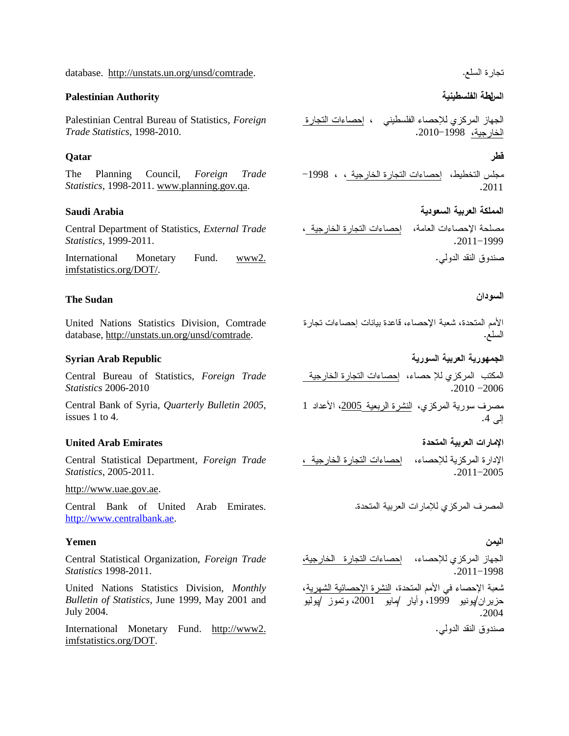database. http://unstats.un.org/unsd/comtrade.

تجارة السلع.

**Palestinian Authority**

**السلطة الفلسطينية**

Palestinian Central Bureau of Statistics, *Foreign Trade Statistics*, 1998-2010.

الجهاز المركزي للإحصاء الفلسطيني ، إحصاءات التجارة الخارجية، 1998–2010.

**Qatar**

**قطر**

The Planning Council, *Foreign Trade Statistics*, 1998-2011. www.planning.gov.qa.

مجلس التخطيط، إحصاءات التجارة الخارجية ، 1998– 2011.

**Saudi Arabia**

**المملكة العربية السعودية**

Central Department of Statistics, *External Trade Statistics*, 1999-2011.

مصلحة الإحصاءات العامة، إحصاءات التجارة الخارجية ، 1999–2011.

International Monetary Fund. www2.imfstatistics.org/DOT/.

صندوق النقد الدولي.

**The Sudan**

**السودان**

United Nations Statistics Division, Comtrade database, http://unstats.un.org/unsd/comtrade.

الأمم المتحدة، شعبة الإحصاء، قاعدة بيانات إحصاءات تجارة السلع.

**Syrian Arab Republic**

**الجمهورية العربية السورية**

Central Bureau of Statistics, *Foreign Trade Statistics* 2006-2010

المكتب المركزي للإحصاء، إحصاءات التجارة الخارجية 2006– 2010.

Central Bank of Syria, *Quarterly Bulletin 2005*, issues 1 to 4.

مصرف سورية المركزي، النشرة الربعية 2005، الأعداد 1 إلى 4.

**United Arab Emirates**

**الإمارات العربية المتحدة**

Central Statistical Department, *Foreign Trade Statistics*, 2005-2011.

الإدارة المركزية للإحصاء، إحصاءات التجارة الخارجية ، 2005–2011.

http://www.uae.gov.ae.

Central Bank of United Arab Emirates. http://www.centralbank.ae.

المصرف المركزي للإمارات العربية المتحدة.

**Yemen**

**اليمن**

Central Statistical Organization, *Foreign Trade Statistics* 1998-2011.

الجهاز المركزي للإحصاء، إحصاءات التجارة الخارجية، 1998–2011.

United Nations Statistics Division, *Monthly Bulletin of Statistics*, June 1999, May 2001 and July 2004.

شعبة الإحصاء في الأمم المتحدة، النشرة الإحصائية الشهرية، حزيران/يونيو 1999، وأيار /مايو 2001، وتموز /يوليو 2004.

International Monetary Fund. http://www2.imfstatistics.org/DOT.

صندوق النقد الدولي.